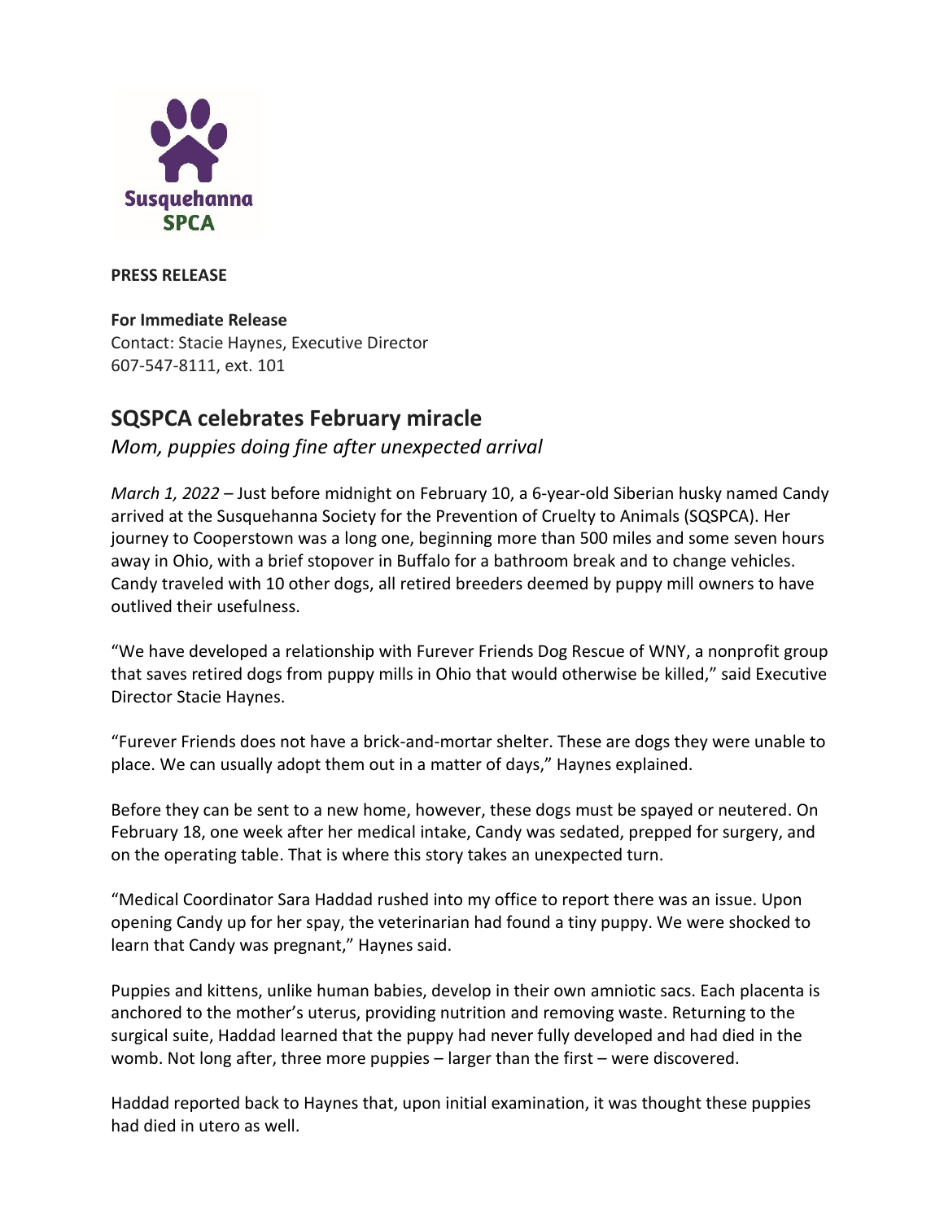Susquehanna SPCA

**PRESS RELEASE**

**For Immediate Release**
Contact: Stacie Haynes, Executive Director
607-547-8111, ext. 101

## SQSPCA celebrates February miracle

*Mom, puppies doing fine after unexpected arrival*

*March 1, 2022* – Just before midnight on February 10, a 6-year-old Siberian husky named Candy arrived at the Susquehanna Society for the Prevention of Cruelty to Animals (SQSPCA). Her journey to Cooperstown was a long one, beginning more than 500 miles and some seven hours away in Ohio, with a brief stopover in Buffalo for a bathroom break and to change vehicles. Candy traveled with 10 other dogs, all retired breeders deemed by puppy mill owners to have outlived their usefulness.

"We have developed a relationship with Furever Friends Dog Rescue of WNY, a nonprofit group that saves retired dogs from puppy mills in Ohio that would otherwise be killed," said Executive Director Stacie Haynes.

"Furever Friends does not have a brick-and-mortar shelter. These are dogs they were unable to place. We can usually adopt them out in a matter of days," Haynes explained.

Before they can be sent to a new home, however, these dogs must be spayed or neutered. On February 18, one week after her medical intake, Candy was sedated, prepped for surgery, and on the operating table. That is where this story takes an unexpected turn.

"Medical Coordinator Sara Haddad rushed into my office to report there was an issue. Upon opening Candy up for her spay, the veterinarian had found a tiny puppy. We were shocked to learn that Candy was pregnant," Haynes said.

Puppies and kittens, unlike human babies, develop in their own amniotic sacs. Each placenta is anchored to the mother's uterus, providing nutrition and removing waste. Returning to the surgical suite, Haddad learned that the puppy had never fully developed and had died in the womb. Not long after, three more puppies – larger than the first – were discovered.

Haddad reported back to Haynes that, upon initial examination, it was thought these puppies had died in utero as well.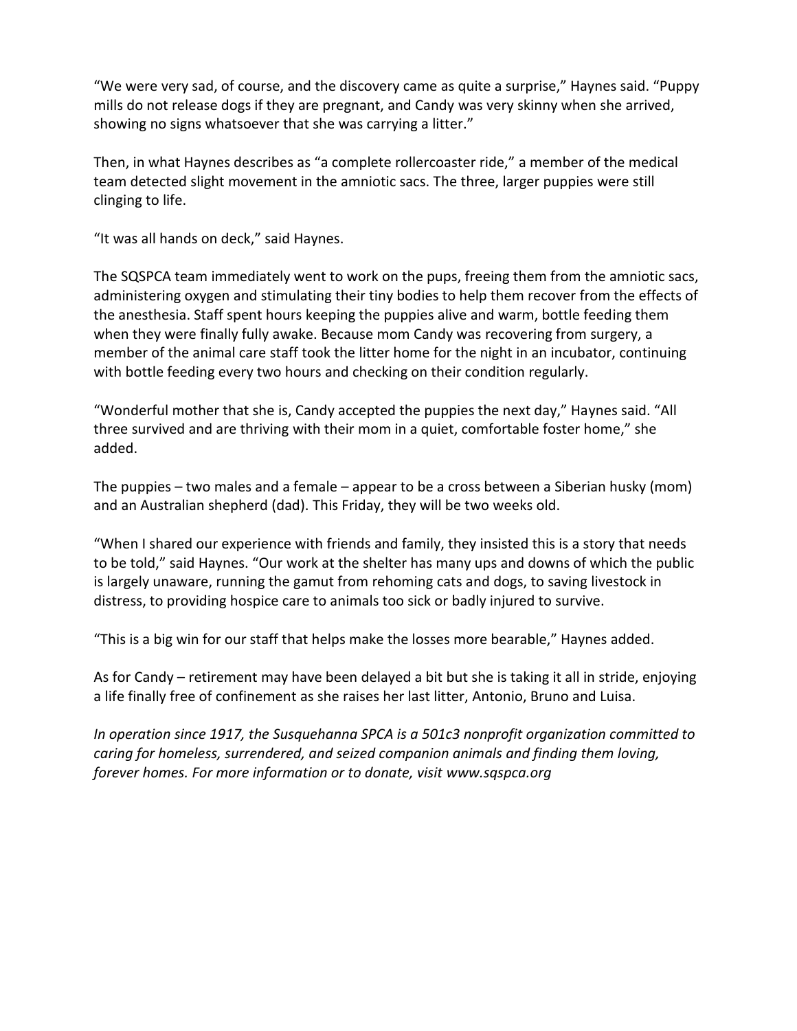“We were very sad, of course, and the discovery came as quite a surprise,” Haynes said. “Puppy mills do not release dogs if they are pregnant, and Candy was very skinny when she arrived, showing no signs whatsoever that she was carrying a litter.”

Then, in what Haynes describes as “a complete rollercoaster ride,” a member of the medical team detected slight movement in the amniotic sacs. The three, larger puppies were still clinging to life.

“It was all hands on deck,” said Haynes.

The SQSPCA team immediately went to work on the pups, freeing them from the amniotic sacs, administering oxygen and stimulating their tiny bodies to help them recover from the effects of the anesthesia. Staff spent hours keeping the puppies alive and warm, bottle feeding them when they were finally fully awake. Because mom Candy was recovering from surgery, a member of the animal care staff took the litter home for the night in an incubator, continuing with bottle feeding every two hours and checking on their condition regularly.

“Wonderful mother that she is, Candy accepted the puppies the next day,” Haynes said. “All three survived and are thriving with their mom in a quiet, comfortable foster home,” she added.

The puppies – two males and a female – appear to be a cross between a Siberian husky (mom) and an Australian shepherd (dad). This Friday, they will be two weeks old.

“When I shared our experience with friends and family, they insisted this is a story that needs to be told,” said Haynes. “Our work at the shelter has many ups and downs of which the public is largely unaware, running the gamut from rehoming cats and dogs, to saving livestock in distress, to providing hospice care to animals too sick or badly injured to survive.

“This is a big win for our staff that helps make the losses more bearable,” Haynes added.

As for Candy – retirement may have been delayed a bit but she is taking it all in stride, enjoying a life finally free of confinement as she raises her last litter, Antonio, Bruno and Luisa.

*In operation since 1917, the Susquehanna SPCA is a 501c3 nonprofit organization committed to caring for homeless, surrendered, and seized companion animals and finding them loving, forever homes. For more information or to donate, visit www.sqspca.org*